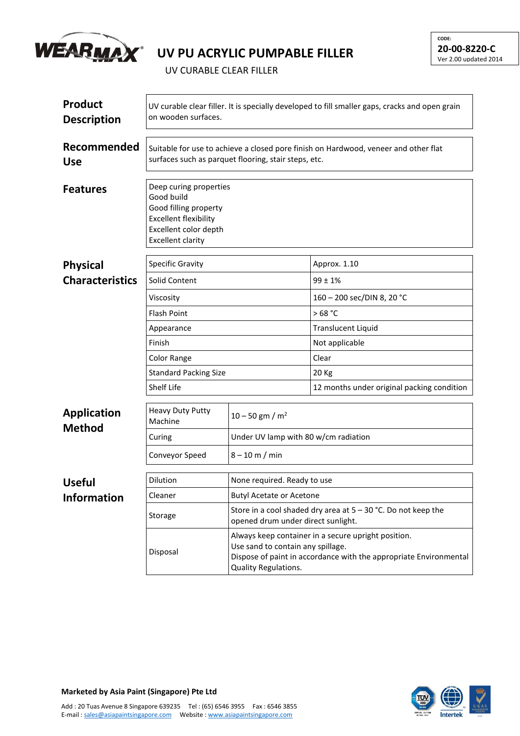# UV PU ACRYLIC PUMPABLE FILLER

UV CURABLE CLEAR FILLER

CODE:
**20-00-8220-C**
Ver 2.00 updated 2014

## Product Description

UV curable clear filler. It is specially developed to fill smaller gaps, cracks and open grain on wooden surfaces.

## Recommended Use

Suitable for use to achieve a closed pore finish on Hardwood, veneer and other flat surfaces such as parquet flooring, stair steps, etc.

## Features

- Deep curing properties
- Good build
- Good filling property
- Excellent flexibility
- Excellent color depth
- Excellent clarity

## Physical Characteristics

| Property | Value |
|---|---|
| Specific Gravity | Approx. 1.10 |
| Solid Content | 99 ± 1% |
| Viscosity | 160 – 200 sec/DIN 8, 20 °C |
| Flash Point | > 68 °C |
| Appearance | Translucent Liquid |
| Finish | Not applicable |
| Color Range | Clear |
| Standard Packing Size | 20 Kg |
| Shelf Life | 12 months under original packing condition |

## Application Method

| Item | Detail |
|---|---|
| Heavy Duty Putty Machine | 10 – 50 gm / $m^2$ |
| Curing | Under UV lamp with 80 w/cm radiation |
| Conveyor Speed | 8 – 10 m / min |

## Useful Information

| Item | Detail |
|---|---|
| Dilution | None required. Ready to use |
| Cleaner | Butyl Acetate or Acetone |
| Storage | Store in a cool shaded dry area at 5 – 30 °C. Do not keep the opened drum under direct sunlight. |
| Disposal | Always keep container in a secure upright position. Use sand to contain any spillage. Dispose of paint in accordance with the appropriate Environmental Quality Regulations. |

**Marketed by Asia Paint (Singapore) Pte Ltd**

Add : 20 Tuas Avenue 8 Singapore 639235 Tel : (65) 6546 3955 Fax : 6546 3855
E-mail : sales@asiapaintsingapore.com Website : www.asiapaintsingapore.com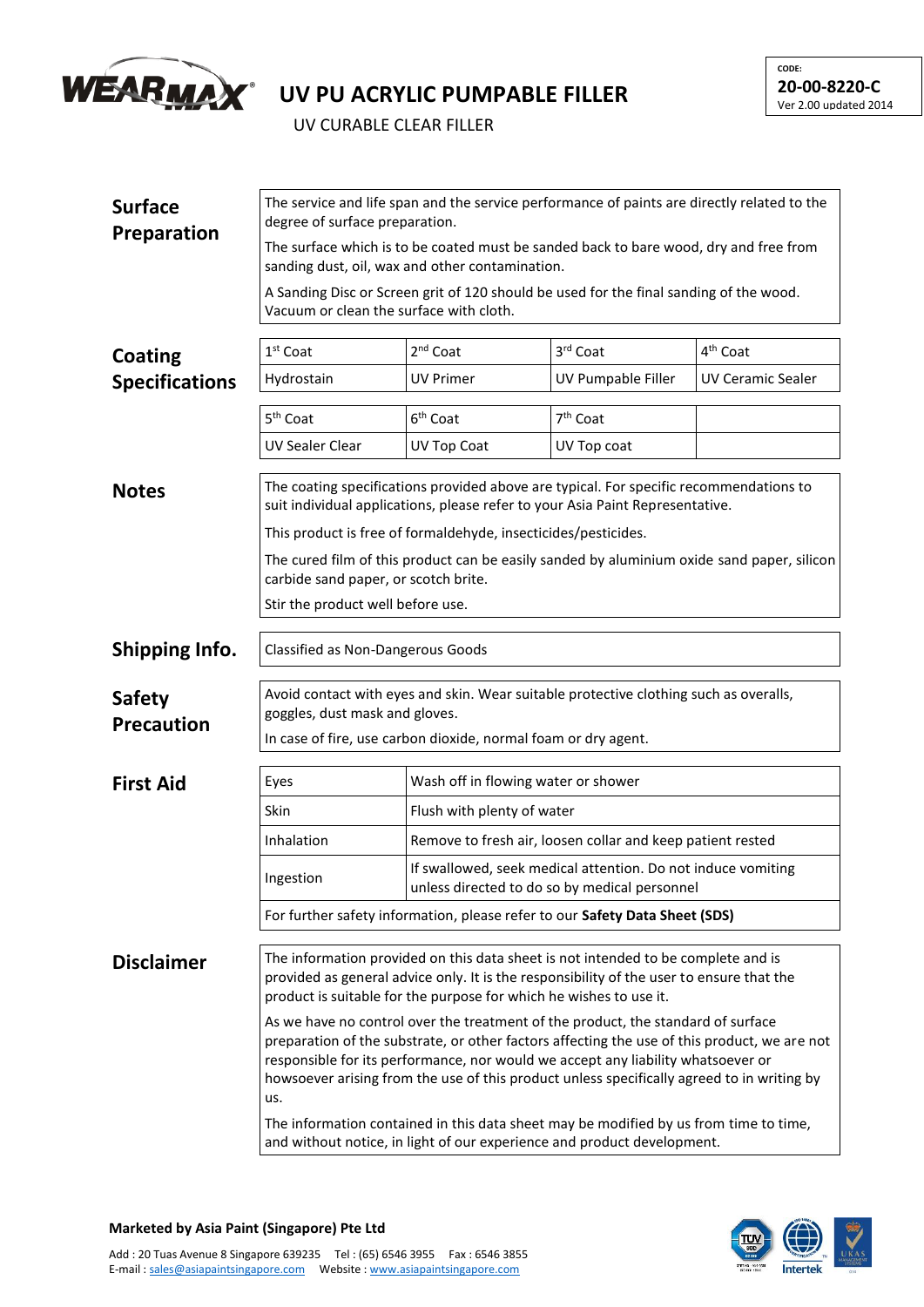# UV PU ACRYLIC PUMPABLE FILLER

UV CURABLE CLEAR FILLER

CODE:
**20-00-8220-C**
Ver 2.00 updated 2014

## Surface Preparation

The service and life span and the service performance of paints are directly related to the degree of surface preparation.

The surface which is to be coated must be sanded back to bare wood, dry and free from sanding dust, oil, wax and other contamination.

A Sanding Disc or Screen grit of 120 should be used for the final sanding of the wood. Vacuum or clean the surface with cloth.

## Coating Specifications

| 1st Coat | 2nd Coat | 3rd Coat | 4th Coat |
|---|---|---|---|
| Hydrostain | UV Primer | UV Pumpable Filler | UV Ceramic Sealer |

| 5th Coat | 6th Coat | 7th Coat | |
|---|---|---|---|
| UV Sealer Clear | UV Top Coat | UV Top coat | |

## Notes

The coating specifications provided above are typical. For specific recommendations to suit individual applications, please refer to your Asia Paint Representative.

This product is free of formaldehyde, insecticides/pesticides.

The cured film of this product can be easily sanded by aluminium oxide sand paper, silicon carbide sand paper, or scotch brite.

Stir the product well before use.

## Shipping Info.

Classified as Non-Dangerous Goods

## Safety Precaution

Avoid contact with eyes and skin. Wear suitable protective clothing such as overalls, goggles, dust mask and gloves.

In case of fire, use carbon dioxide, normal foam or dry agent.

## First Aid

| | |
|---|---|
| Eyes | Wash off in flowing water or shower |
| Skin | Flush with plenty of water |
| Inhalation | Remove to fresh air, loosen collar and keep patient rested |
| Ingestion | If swallowed, seek medical attention. Do not induce vomiting unless directed to do so by medical personnel |

For further safety information, please refer to our **Safety Data Sheet (SDS)**

## Disclaimer

The information provided on this data sheet is not intended to be complete and is provided as general advice only. It is the responsibility of the user to ensure that the product is suitable for the purpose for which he wishes to use it.

As we have no control over the treatment of the product, the standard of surface preparation of the substrate, or other factors affecting the use of this product, we are not responsible for its performance, nor would we accept any liability whatsoever or howsoever arising from the use of this product unless specifically agreed to in writing by us.

The information contained in this data sheet may be modified by us from time to time, and without notice, in light of our experience and product development.

**Marketed by Asia Paint (Singapore) Pte Ltd**

Add : 20 Tuas Avenue 8 Singapore 639235 Tel : (65) 6546 3955 Fax : 6546 3855
E-mail : sales@asiapaintsingapore.com Website : www.asiapaintsingapore.com